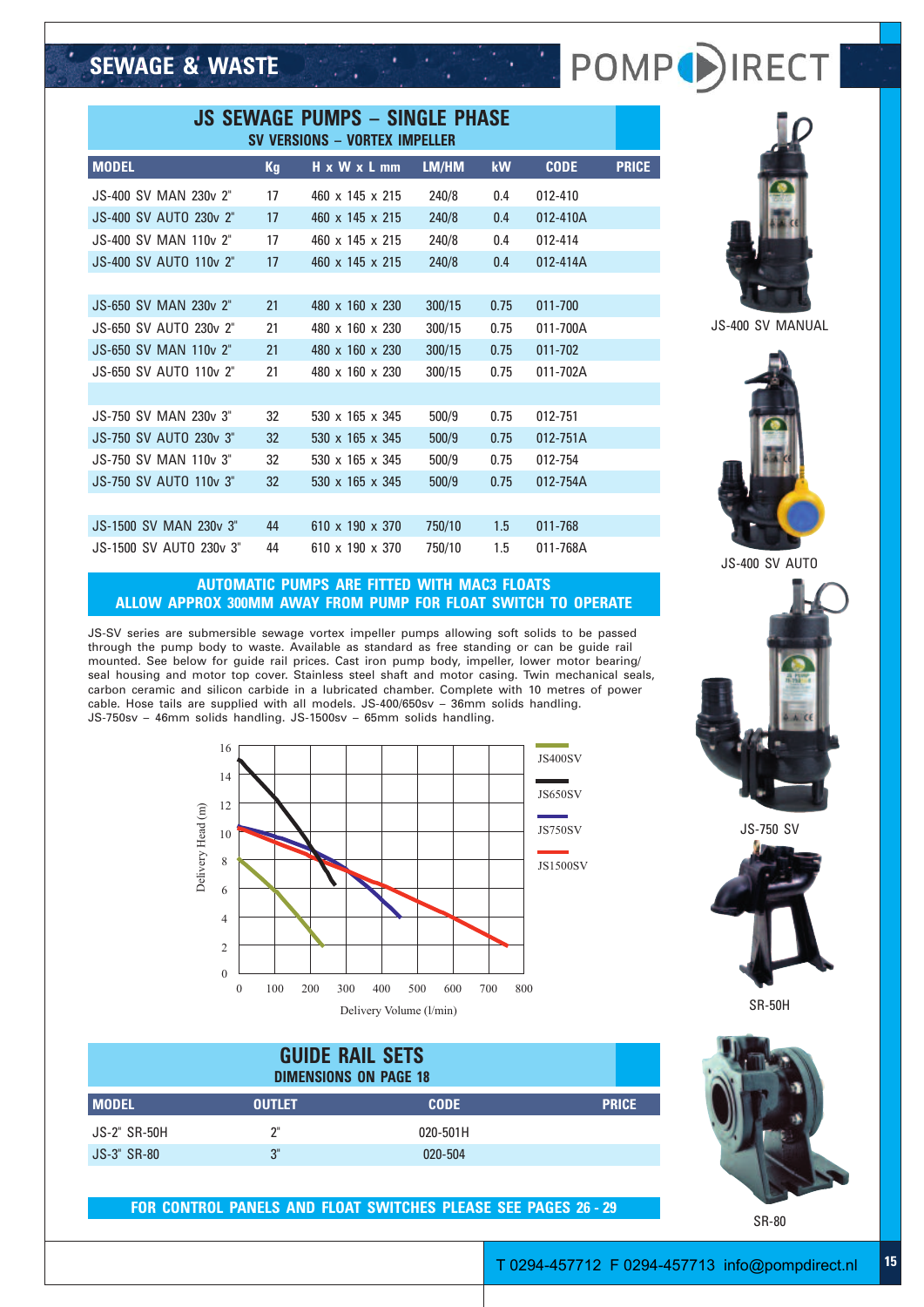# SEWAGE & WASTE

POMPDIRECT

## JS SEWAGE PUMPS – SINGLE PHASE

### SV VERSIONS – VORTEX IMPELLER

| MODEL | Kg | H x W x L mm | LM/HM | kW | CODE | PRICE |
|---|---|---|---|---|---|---|
| JS-400 SV MAN 230v 2" | 17 | 460 x 145 x 215 | 240/8 | 0.4 | 012-410 | |
| JS-400 SV AUTO 230v 2" | 17 | 460 x 145 x 215 | 240/8 | 0.4 | 012-410A | |
| JS-400 SV MAN 110v 2" | 17 | 460 x 145 x 215 | 240/8 | 0.4 | 012-414 | |
| JS-400 SV AUTO 110v 2" | 17 | 460 x 145 x 215 | 240/8 | 0.4 | 012-414A | |
| | | | | | | |
| JS-650 SV MAN 230v 2" | 21 | 480 x 160 x 230 | 300/15 | 0.75 | 011-700 | |
| JS-650 SV AUTO 230v 2" | 21 | 480 x 160 x 230 | 300/15 | 0.75 | 011-700A | |
| JS-650 SV MAN 110v 2" | 21 | 480 x 160 x 230 | 300/15 | 0.75 | 011-702 | |
| JS-650 SV AUTO 110v 2" | 21 | 480 x 160 x 230 | 300/15 | 0.75 | 011-702A | |
| | | | | | | |
| JS-750 SV MAN 230v 3" | 32 | 530 x 165 x 345 | 500/9 | 0.75 | 012-751 | |
| JS-750 SV AUTO 230v 3" | 32 | 530 x 165 x 345 | 500/9 | 0.75 | 012-751A | |
| JS-750 SV MAN 110v 3" | 32 | 530 x 165 x 345 | 500/9 | 0.75 | 012-754 | |
| JS-750 SV AUTO 110v 3" | 32 | 530 x 165 x 345 | 500/9 | 0.75 | 012-754A | |
| | | | | | | |
| JS-1500 SV MAN 230v 3" | 44 | 610 x 190 x 370 | 750/10 | 1.5 | 011-768 | |
| JS-1500 SV AUTO 230v 3" | 44 | 610 x 190 x 370 | 750/10 | 1.5 | 011-768A | |

**AUTOMATIC PUMPS ARE FITTED WITH MAC3 FLOATS**
**ALLOW APPROX 300MM AWAY FROM PUMP FOR FLOAT SWITCH TO OPERATE**

JS-SV series are submersible sewage vortex impeller pumps allowing soft solids to be passed through the pump body to waste. Available as standard as free standing or can be guide rail mounted. See below for guide rail prices. Cast iron pump body, impeller, lower motor bearing/seal housing and motor top cover. Stainless steel shaft and motor casing. Twin mechanical seals, carbon ceramic and silicon carbide in a lubricated chamber. Complete with 10 metres of power cable. Hose tails are supplied with all models. JS-400/650sv – 36mm solids handling. JS-750sv – 46mm solids handling. JS-1500sv – 65mm solids handling.

JS-400 SV MANUAL

JS-400 SV AUTO

JS-750 SV

SR-50H

SR-80

## GUIDE RAIL SETS

### DIMENSIONS ON PAGE 18

| MODEL | OUTLET | CODE | PRICE |
|---|---|---|---|
| JS-2" SR-50H | 2" | 020-501H | |
| JS-3" SR-80 | 3" | 020-504 | |

**FOR CONTROL PANELS AND FLOAT SWITCHES PLEASE SEE PAGES 26 - 29**

T 0294-457712 F 0294-457713 info@pompdirect.nl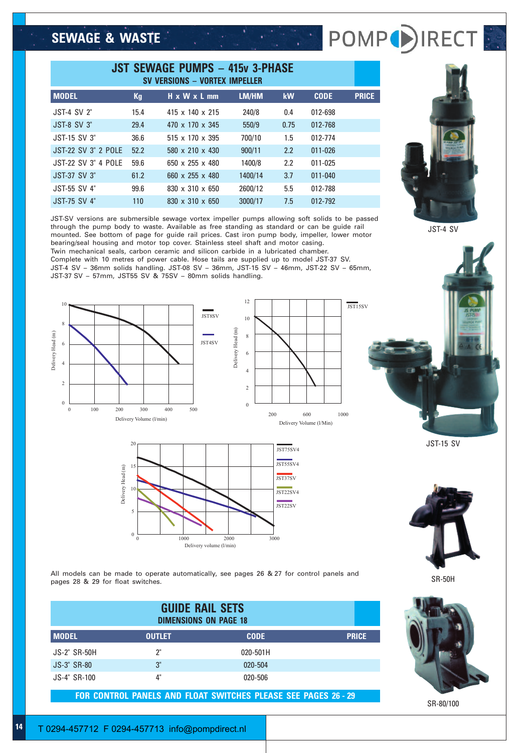## SEWAGE & WASTE

POMPDIRECT

## JST SEWAGE PUMPS – 415v 3-PHASE

### SV VERSIONS – VORTEX IMPELLER

| MODEL | Kg | H x W x L mm | LM/HM | kW | CODE | PRICE |
|---|---|---|---|---|---|---|
| JST-4 SV 2" | 15.4 | 415 x 140 x 215 | 240/8 | 0.4 | 012-698 | |
| JST-8 SV 3" | 29.4 | 470 x 170 x 345 | 550/9 | 0.75 | 012-768 | |
| JST-15 SV 3" | 36.6 | 515 x 170 x 395 | 700/10 | 1.5 | 012-774 | |
| JST-22 SV 3" 2 POLE | 52.2 | 580 x 210 x 430 | 900/11 | 2.2 | 011-026 | |
| JST-22 SV 3" 4 POLE | 59.6 | 650 x 255 x 480 | 1400/8 | 2.2 | 011-025 | |
| JST-37 SV 3" | 61.2 | 660 x 255 x 480 | 1400/14 | 3.7 | 011-040 | |
| JST-55 SV 4" | 99.6 | 830 x 310 x 650 | 2600/12 | 5.5 | 012-788 | |
| JST-75 SV 4" | 110 | 830 x 310 x 650 | 3000/17 | 7.5 | 012-792 | |

JST-SV versions are submersible sewage vortex impeller pumps allowing soft solids to be passed through the pump body to waste. Available as free standing as standard or can be guide rail mounted. See bottom of page for guide rail prices. Cast iron pump body, impeller, lower motor bearing/seal housing and motor top cover. Stainless steel shaft and motor casing.
Twin mechanical seals, carbon ceramic and silicon carbide in a lubricated chamber.
Complete with 10 metres of power cable. Hose tails are supplied up to model JST-37 SV.
JST-4 SV – 36mm solids handling. JST-08 SV – 36mm, JST-15 SV – 46mm, JST-22 SV – 65mm, JST-37 SV – 57mm, JST55 SV & 75SV – 80mm solids handling.

JST-4 SV

JST8SV
JST4SV
Delivery Head (m)
Delivery Volume (l/min)

JST15SV
Delivery Head (m)
Delivery Volume (l/Min)

JST-15 SV

JST75SV4
JST55SV4
JST37SV
JST22SV4
JST22SV
Delivery Head (m)
Delivery volume (l/min)

All models can be made to operate automatically, see pages 26 & 27 for control panels and pages 28 & 29 for float switches.

SR-50H

## GUIDE RAIL SETS

### DIMENSIONS ON PAGE 18

| MODEL | OUTLET | CODE | PRICE |
|---|---|---|---|
| JS-2" SR-50H | 2" | 020-501H | |
| JS-3" SR-80 | 3" | 020-504 | |
| JS-4" SR-100 | 4" | 020-506 | |

**FOR CONTROL PANELS AND FLOAT SWITCHES PLEASE SEE PAGES 26 - 29**

SR-80/100

T 0294-457712 F 0294-457713 info@pompdirect.nl